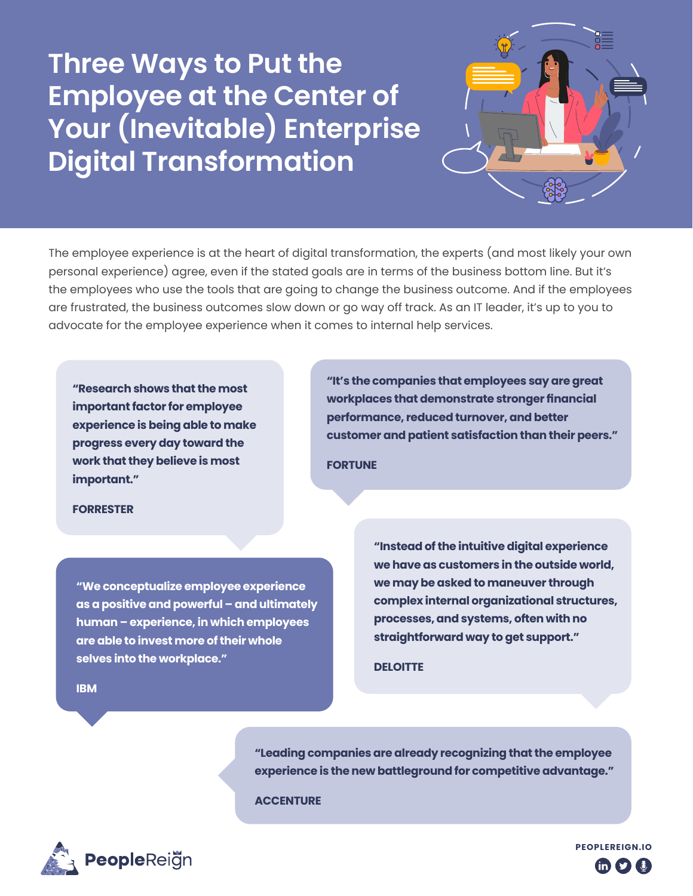# Three Ways to Put the Employee at the Center of Your (Inevitable) Enterprise Digital Transformation

The employee experience is at the heart of digital transformation, the experts (and most likely your own personal experience) agree, even if the stated goals are in terms of the business bottom line. But it's the employees who use the tools that are going to change the business outcome. And if the employees are frustrated, the business outcomes slow down or go way off track. As an IT leader, it's up to you to advocate for the employee experience when it comes to internal help services.

> **"Research shows that the most important factor for employee experience is being able to make progress every day toward the work that they believe is most important."**
>
> **FORRESTER**

> **"It's the companies that employees say are great workplaces that demonstrate stronger financial performance, reduced turnover, and better customer and patient satisfaction than their peers."**
>
> **FORTUNE**

> **"We conceptualize employee experience as a positive and powerful – and ultimately human – experience, in which employees are able to invest more of their whole selves into the workplace."**
>
> **IBM**

> **"Instead of the intuitive digital experience we have as customers in the outside world, we may be asked to maneuver through complex internal organizational structures, processes, and systems, often with no straightforward way to get support."**
>
> **DELOITTE**

> **"Leading companies are already recognizing that the employee experience is the new battleground for competitive advantage."**
>
> **ACCENTURE**

PeopleReign

PEOPLEREIGN.IO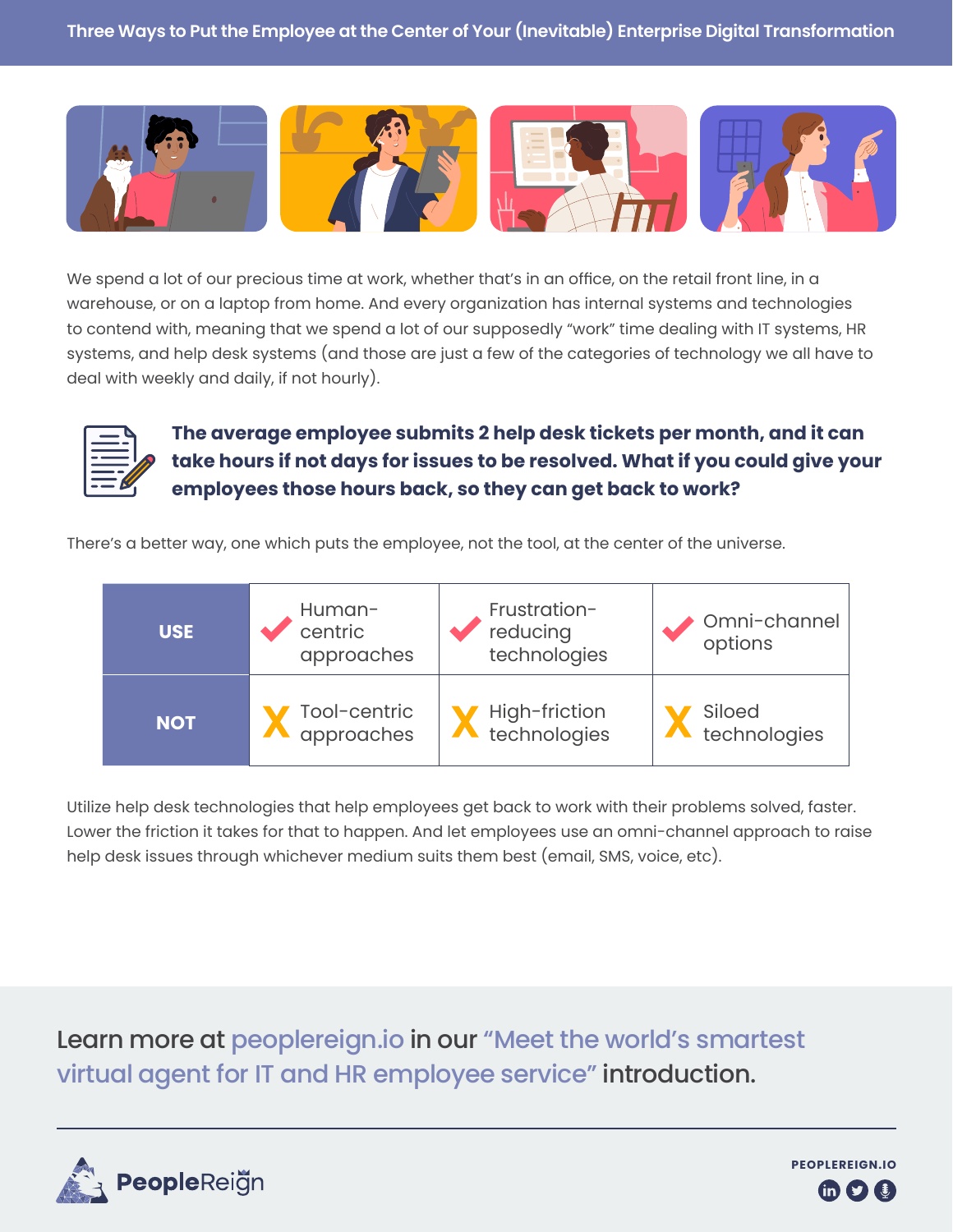# Three Ways to Put the Employee at the Center of Your (Inevitable) Enterprise Digital Transformation

We spend a lot of our precious time at work, whether that's in an office, on the retail front line, in a warehouse, or on a laptop from home. And every organization has internal systems and technologies to contend with, meaning that we spend a lot of our supposedly "work" time dealing with IT systems, HR systems, and help desk systems (and those are just a few of the categories of technology we all have to deal with weekly and daily, if not hourly).

**The average employee submits 2 help desk tickets per month, and it can take hours if not days for issues to be resolved. What if you could give your employees those hours back, so they can get back to work?**

There's a better way, one which puts the employee, not the tool, at the center of the universe.

| | | | |
|---|---|---|---|
| **USE** | ✔ Human-centric approaches | ✔ Frustration-reducing technologies | ✔ Omni-channel options |
| **NOT** | X Tool-centric approaches | X High-friction technologies | X Siloed technologies |

Utilize help desk technologies that help employees get back to work with their problems solved, faster. Lower the friction it takes for that to happen. And let employees use an omni-channel approach to raise help desk issues through whichever medium suits them best (email, SMS, voice, etc).

Learn more at peoplereign.io in our "Meet the world's smartest virtual agent for IT and HR employee service" introduction.

PeopleReign

PEOPLEREIGN.IO